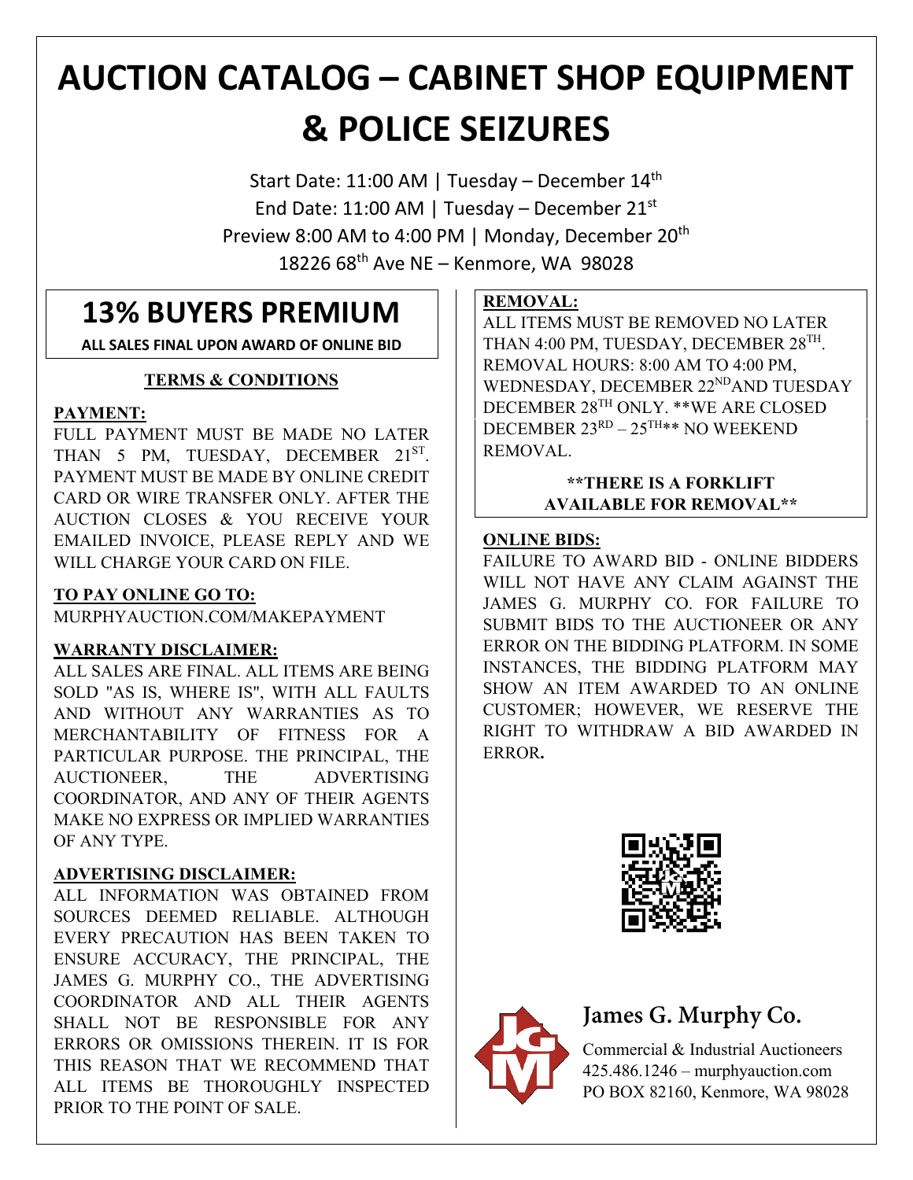# AUCTION CATALOG – CABINET SHOP EQUIPMENT & POLICE SEIZURES

Start Date: 11:00 AM | Tuesday – December 14th

End Date: 11:00 AM | Tuesday – December 21st

Preview 8:00 AM to 4:00 PM | Monday, December 20th

18226 68th Ave NE – Kenmore, WA 98028

## 13% BUYERS PREMIUM

**ALL SALES FINAL UPON AWARD OF ONLINE BID**

### TERMS & CONDITIONS

**PAYMENT:**

FULL PAYMENT MUST BE MADE NO LATER THAN 5 PM, TUESDAY, DECEMBER 21ST. PAYMENT MUST BE MADE BY ONLINE CREDIT CARD OR WIRE TRANSFER ONLY. AFTER THE AUCTION CLOSES & YOU RECEIVE YOUR EMAILED INVOICE, PLEASE REPLY AND WE WILL CHARGE YOUR CARD ON FILE.

**TO PAY ONLINE GO TO:**

MURPHYAUCTION.COM/MAKEPAYMENT

**WARRANTY DISCLAIMER:**

ALL SALES ARE FINAL. ALL ITEMS ARE BEING SOLD "AS IS, WHERE IS", WITH ALL FAULTS AND WITHOUT ANY WARRANTIES AS TO MERCHANTABILITY OF FITNESS FOR A PARTICULAR PURPOSE. THE PRINCIPAL, THE AUCTIONEER, THE ADVERTISING COORDINATOR, AND ANY OF THEIR AGENTS MAKE NO EXPRESS OR IMPLIED WARRANTIES OF ANY TYPE.

**ADVERTISING DISCLAIMER:**

ALL INFORMATION WAS OBTAINED FROM SOURCES DEEMED RELIABLE. ALTHOUGH EVERY PRECAUTION HAS BEEN TAKEN TO ENSURE ACCURACY, THE PRINCIPAL, THE JAMES G. MURPHY CO., THE ADVERTISING COORDINATOR AND ALL THEIR AGENTS SHALL NOT BE RESPONSIBLE FOR ANY ERRORS OR OMISSIONS THEREIN. IT IS FOR THIS REASON THAT WE RECOMMEND THAT ALL ITEMS BE THOROUGHLY INSPECTED PRIOR TO THE POINT OF SALE.

**REMOVAL:**

ALL ITEMS MUST BE REMOVED NO LATER THAN 4:00 PM, TUESDAY, DECEMBER 28TH. REMOVAL HOURS: 8:00 AM TO 4:00 PM, WEDNESDAY, DECEMBER 22ND AND TUESDAY DECEMBER 28TH ONLY. **WE ARE CLOSED DECEMBER 23RD – 25TH** NO WEEKEND REMOVAL.

**\*\*THERE IS A FORKLIFT AVAILABLE FOR REMOVAL\*\***

**ONLINE BIDS:**

FAILURE TO AWARD BID - ONLINE BIDDERS WILL NOT HAVE ANY CLAIM AGAINST THE JAMES G. MURPHY CO. FOR FAILURE TO SUBMIT BIDS TO THE AUCTIONEER OR ANY ERROR ON THE BIDDING PLATFORM. IN SOME INSTANCES, THE BIDDING PLATFORM MAY SHOW AN ITEM AWARDED TO AN ONLINE CUSTOMER; HOWEVER, WE RESERVE THE RIGHT TO WITHDRAW A BID AWARDED IN ERROR.

**James G. Murphy Co.**

Commercial & Industrial Auctioneers

425.486.1246 – murphyauction.com

PO BOX 82160, Kenmore, WA 98028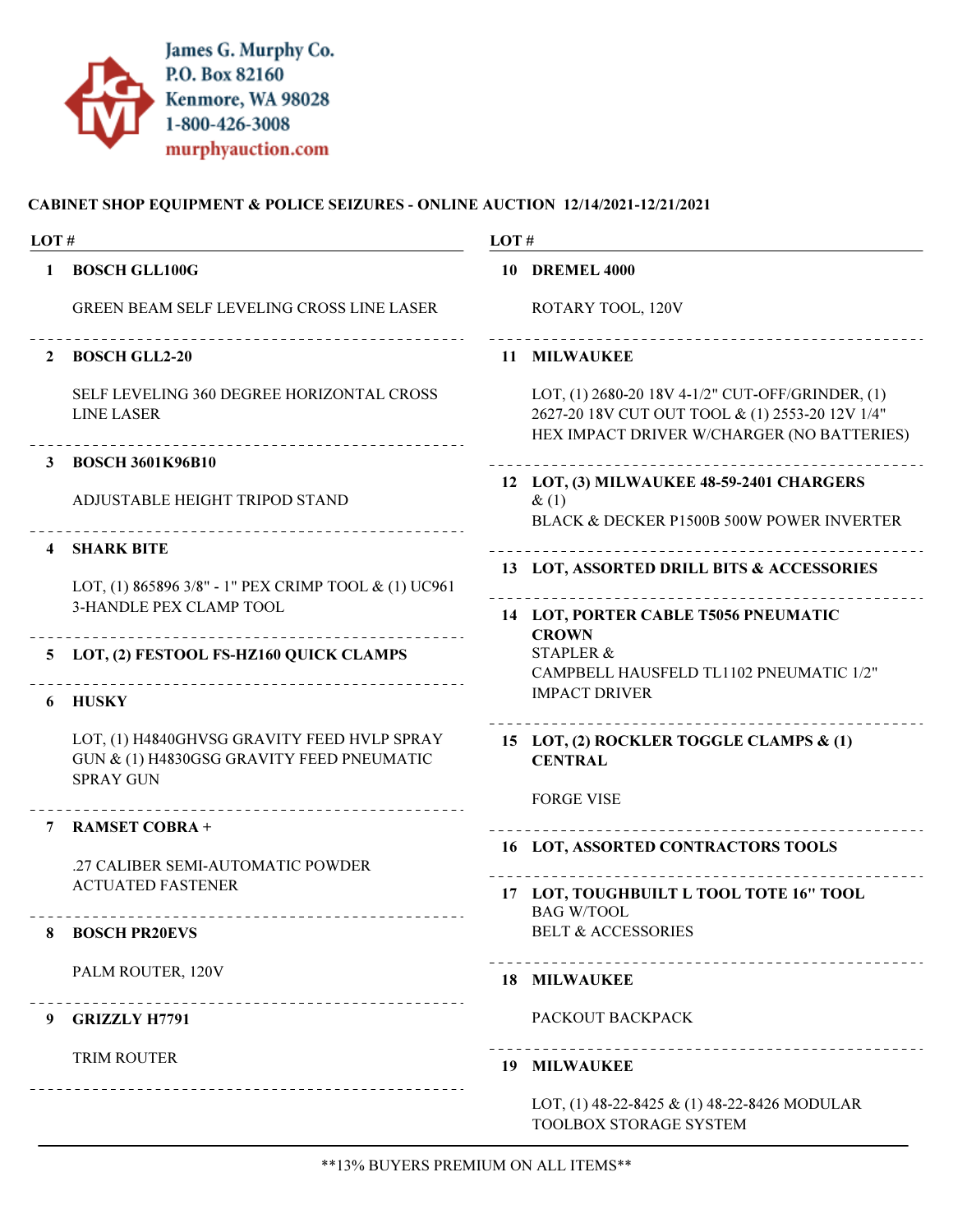James G. Murphy Co.
P.O. Box 82160
Kenmore, WA 98028
1-800-426-3008
murphyauction.com

**CABINET SHOP EQUIPMENT & POLICE SEIZURES - ONLINE AUCTION 12/14/2021-12/21/2021**

| LOT # | |
|---|---|
| **1** | **BOSCH GLL100G**<br>GREEN BEAM SELF LEVELING CROSS LINE LASER |
| **2** | **BOSCH GLL2-20**<br>SELF LEVELING 360 DEGREE HORIZONTAL CROSS LINE LASER |
| **3** | **BOSCH 3601K96B10**<br>ADJUSTABLE HEIGHT TRIPOD STAND |
| **4** | **SHARK BITE**<br>LOT, (1) 865896 3/8" - 1" PEX CRIMP TOOL & (1) UC961 3-HANDLE PEX CLAMP TOOL |
| **5** | **LOT, (2) FESTOOL FS-HZ160 QUICK CLAMPS** |
| **6** | **HUSKY**<br>LOT, (1) H4840GHVSG GRAVITY FEED HVLP SPRAY GUN & (1) H4830GSG GRAVITY FEED PNEUMATIC SPRAY GUN |
| **7** | **RAMSET COBRA +**<br>.27 CALIBER SEMI-AUTOMATIC POWDER ACTUATED FASTENER |
| **8** | **BOSCH PR20EVS**<br>PALM ROUTER, 120V |
| **9** | **GRIZZLY H7791**<br>TRIM ROUTER |
| **10** | **DREMEL 4000**<br>ROTARY TOOL, 120V |
| **11** | **MILWAUKEE**<br>LOT, (1) 2680-20 18V 4-1/2" CUT-OFF/GRINDER, (1) 2627-20 18V CUT OUT TOOL & (1) 2553-20 12V 1/4" HEX IMPACT DRIVER W/CHARGER (NO BATTERIES) |
| **12** | **LOT, (3) MILWAUKEE 48-59-2401 CHARGERS** & (1)<br>BLACK & DECKER P1500B 500W POWER INVERTER |
| **13** | **LOT, ASSORTED DRILL BITS & ACCESSORIES** |
| **14** | **LOT, PORTER CABLE T5056 PNEUMATIC CROWN**<br>STAPLER &<br>CAMPBELL HAUSFELD TL1102 PNEUMATIC 1/2" IMPACT DRIVER |
| **15** | **LOT, (2) ROCKLER TOGGLE CLAMPS & (1) CENTRAL**<br>FORGE VISE |
| **16** | **LOT, ASSORTED CONTRACTORS TOOLS** |
| **17** | **LOT, TOUGHBUILT L TOOL TOTE 16" TOOL**<br>BAG W/TOOL<br>BELT & ACCESSORIES |
| **18** | **MILWAUKEE**<br>PACKOUT BACKPACK |
| **19** | **MILWAUKEE**<br>LOT, (1) 48-22-8425 & (1) 48-22-8426 MODULAR TOOLBOX STORAGE SYSTEM |

**13% BUYERS PREMIUM ON ALL ITEMS**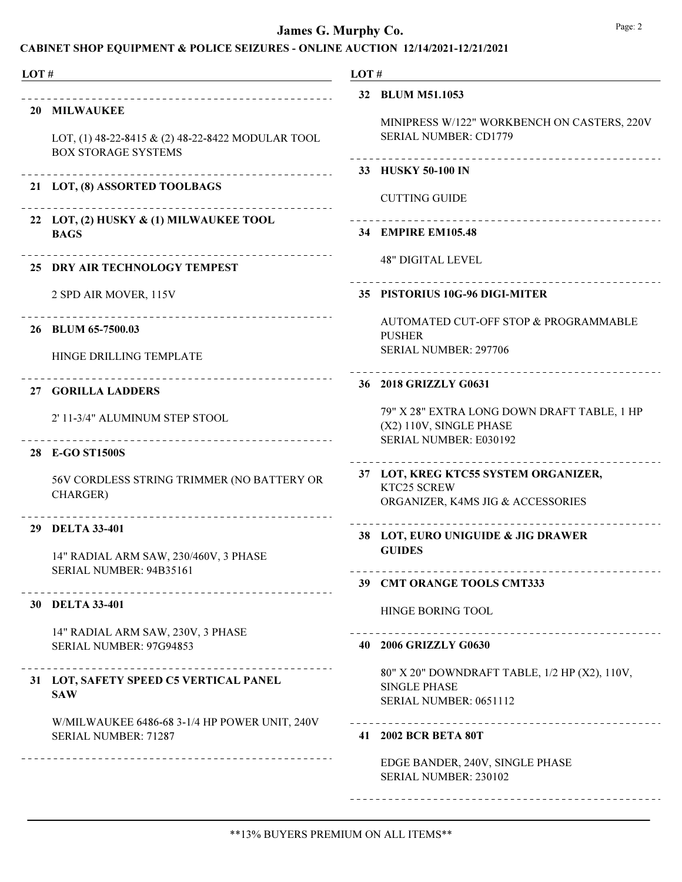# James G. Murphy Co.

## CABINET SHOP EQUIPMENT & POLICE SEIZURES - ONLINE AUCTION 12/14/2021-12/21/2021

| LOT # | |
|---|---|

---

**20 MILWAUKEE**

LOT, (1) 48-22-8415 & (2) 48-22-8422 MODULAR TOOL BOX STORAGE SYSTEMS

---

**21 LOT, (8) ASSORTED TOOLBAGS**

---

**22 LOT, (2) HUSKY & (1) MILWAUKEE TOOL BAGS**

---

**25 DRY AIR TECHNOLOGY TEMPEST**

2 SPD AIR MOVER, 115V

---

**26 BLUM 65-7500.03**

HINGE DRILLING TEMPLATE

---

**27 GORILLA LADDERS**

2' 11-3/4" ALUMINUM STEP STOOL

---

**28 E-GO ST1500S**

56V CORDLESS STRING TRIMMER (NO BATTERY OR CHARGER)

---

**29 DELTA 33-401**

14" RADIAL ARM SAW, 230/460V, 3 PHASE
SERIAL NUMBER: 94B35161

---

**30 DELTA 33-401**

14" RADIAL ARM SAW, 230V, 3 PHASE
SERIAL NUMBER: 97G94853

---

**31 LOT, SAFETY SPEED C5 VERTICAL PANEL SAW**

W/MILWAUKEE 6486-68 3-1/4 HP POWER UNIT, 240V
SERIAL NUMBER: 71287

---

**32 BLUM M51.1053**

MINIPRESS W/122" WORKBENCH ON CASTERS, 220V
SERIAL NUMBER: CD1779

---

**33 HUSKY 50-100 IN**

CUTTING GUIDE

---

**34 EMPIRE EM105.48**

48" DIGITAL LEVEL

---

**35 PISTORIUS 10G-96 DIGI-MITER**

AUTOMATED CUT-OFF STOP & PROGRAMMABLE PUSHER
SERIAL NUMBER: 297706

---

**36 2018 GRIZZLY G0631**

79" X 28" EXTRA LONG DOWN DRAFT TABLE, 1 HP (X2) 110V, SINGLE PHASE
SERIAL NUMBER: E030192

---

**37 LOT, KREG KTC55 SYSTEM ORGANIZER,** KTC25 SCREW ORGANIZER, K4MS JIG & ACCESSORIES

---

**38 LOT, EURO UNIGUIDE & JIG DRAWER GUIDES**

---

**39 CMT ORANGE TOOLS CMT333**

HINGE BORING TOOL

---

**40 2006 GRIZZLY G0630**

80" X 20" DOWNDRAFT TABLE, 1/2 HP (X2), 110V, SINGLE PHASE
SERIAL NUMBER: 0651112

---

**41 2002 BCR BETA 80T**

EDGE BANDER, 240V, SINGLE PHASE
SERIAL NUMBER: 230102

---

\*\*13% BUYERS PREMIUM ON ALL ITEMS\*\*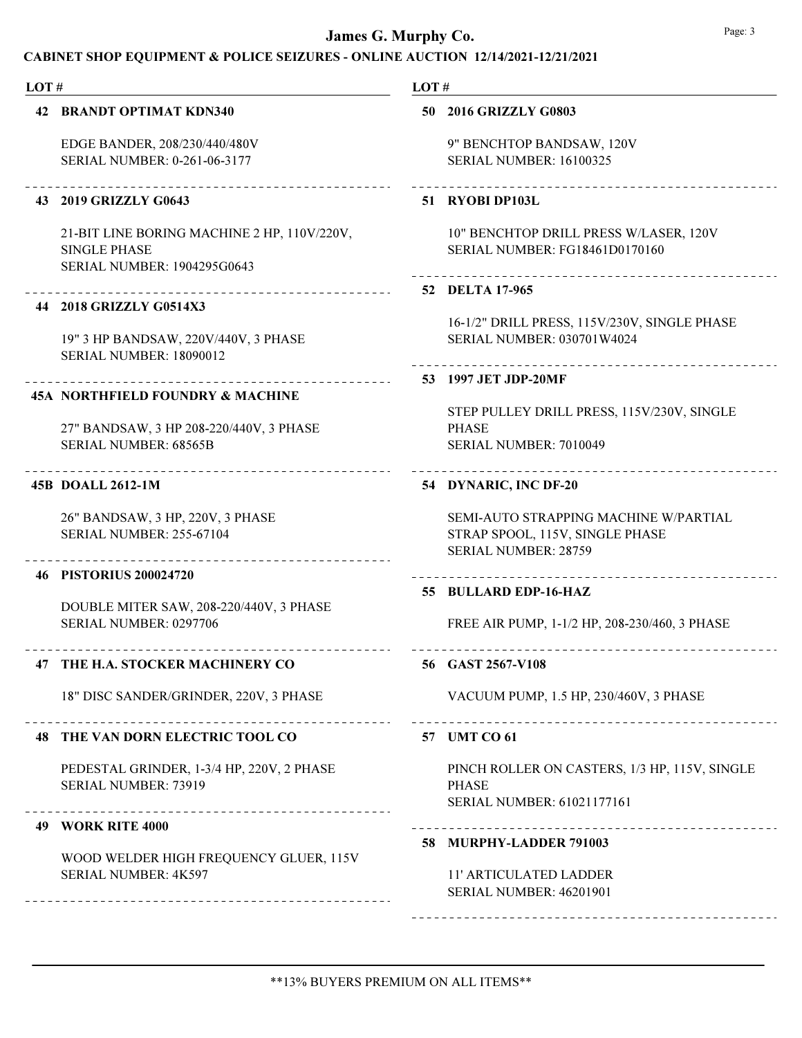# James G. Murphy Co.

## CABINET SHOP EQUIPMENT & POLICE SEIZURES - ONLINE AUCTION 12/14/2021-12/21/2021

**LOT #**

**42 BRANDT OPTIMAT KDN340**

EDGE BANDER, 208/230/440/480V
SERIAL NUMBER: 0-261-06-3177

---

**43 2019 GRIZZLY G0643**

21-BIT LINE BORING MACHINE 2 HP, 110V/220V, SINGLE PHASE
SERIAL NUMBER: 1904295G0643

---

**44 2018 GRIZZLY G0514X3**

19" 3 HP BANDSAW, 220V/440V, 3 PHASE
SERIAL NUMBER: 18090012

---

**45A NORTHFIELD FOUNDRY & MACHINE**

27" BANDSAW, 3 HP 208-220/440V, 3 PHASE
SERIAL NUMBER: 68565B

---

**45B DOALL 2612-1M**

26" BANDSAW, 3 HP, 220V, 3 PHASE
SERIAL NUMBER: 255-67104

---

**46 PISTORIUS 200024720**

DOUBLE MITER SAW, 208-220/440V, 3 PHASE
SERIAL NUMBER: 0297706

---

**47 THE H.A. STOCKER MACHINERY CO**

18" DISC SANDER/GRINDER, 220V, 3 PHASE

---

**48 THE VAN DORN ELECTRIC TOOL CO**

PEDESTAL GRINDER, 1-3/4 HP, 220V, 2 PHASE
SERIAL NUMBER: 73919

---

**49 WORK RITE 4000**

WOOD WELDER HIGH FREQUENCY GLUER, 115V
SERIAL NUMBER: 4K597

---

**50 2016 GRIZZLY G0803**

9" BENCHTOP BANDSAW, 120V
SERIAL NUMBER: 16100325

---

**51 RYOBI DP103L**

10" BENCHTOP DRILL PRESS W/LASER, 120V
SERIAL NUMBER: FG18461D0170160

---

**52 DELTA 17-965**

16-1/2" DRILL PRESS, 115V/230V, SINGLE PHASE
SERIAL NUMBER: 030701W4024

---

**53 1997 JET JDP-20MF**

STEP PULLEY DRILL PRESS, 115V/230V, SINGLE PHASE
SERIAL NUMBER: 7010049

---

**54 DYNARIC, INC DF-20**

SEMI-AUTO STRAPPING MACHINE W/PARTIAL STRAP SPOOL, 115V, SINGLE PHASE
SERIAL NUMBER: 28759

---

**55 BULLARD EDP-16-HAZ**

FREE AIR PUMP, 1-1/2 HP, 208-230/460, 3 PHASE

---

**56 GAST 2567-V108**

VACUUM PUMP, 1.5 HP, 230/460V, 3 PHASE

---

**57 UMT CO 61**

PINCH ROLLER ON CASTERS, 1/3 HP, 115V, SINGLE PHASE
SERIAL NUMBER: 61021177161

---

**58 MURPHY-LADDER 791003**

11' ARTICULATED LADDER
SERIAL NUMBER: 46201901

---

**13% BUYERS PREMIUM ON ALL ITEMS**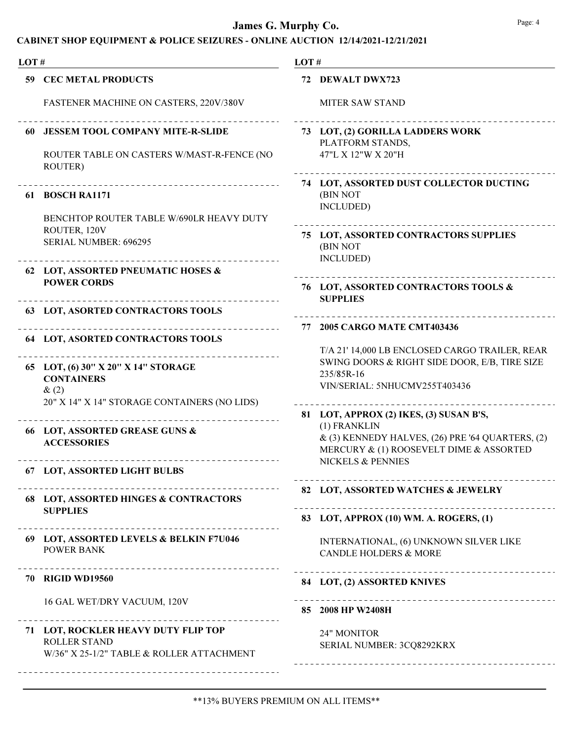# James G. Murphy Co.

## CABINET SHOP EQUIPMENT & POLICE SEIZURES - ONLINE AUCTION 12/14/2021-12/21/2021

LOT #

**59 CEC METAL PRODUCTS**

FASTENER MACHINE ON CASTERS, 220V/380V

---

**60 JESSEM TOOL COMPANY MITE-R-SLIDE**

ROUTER TABLE ON CASTERS W/MAST-R-FENCE (NO ROUTER)

---

**61 BOSCH RA1171**

BENCHTOP ROUTER TABLE W/690LR HEAVY DUTY ROUTER, 120V
SERIAL NUMBER: 696295

---

**62 LOT, ASSORTED PNEUMATIC HOSES & POWER CORDS**

---

**63 LOT, ASORTED CONTRACTORS TOOLS**

---

**64 LOT, ASORTED CONTRACTORS TOOLS**

---

**65 LOT, (6) 30" X 20" X 14" STORAGE CONTAINERS**
& (2)
20" X 14" X 14" STORAGE CONTAINERS (NO LIDS)

---

**66 LOT, ASSORTED GREASE GUNS & ACCESSORIES**

---

**67 LOT, ASSORTED LIGHT BULBS**

---

**68 LOT, ASSORTED HINGES & CONTRACTORS SUPPLIES**

---

**69 LOT, ASSORTED LEVELS & BELKIN F7U046**
POWER BANK

---

**70 RIGID WD19560**

16 GAL WET/DRY VACUUM, 120V

---

**71 LOT, ROCKLER HEAVY DUTY FLIP TOP**
ROLLER STAND
W/36" X 25-1/2" TABLE & ROLLER ATTACHMENT

---

**72 DEWALT DWX723**

MITER SAW STAND

---

**73 LOT, (2) GORILLA LADDERS WORK**
PLATFORM STANDS,
47"L X 12"W X 20"H

---

**74 LOT, ASSORTED DUST COLLECTOR DUCTING**
(BIN NOT
INCLUDED)

---

**75 LOT, ASSORTED CONTRACTORS SUPPLIES**
(BIN NOT
INCLUDED)

---

**76 LOT, ASSORTED CONTRACTORS TOOLS & SUPPLIES**

---

**77 2005 CARGO MATE CMT403436**

T/A 21' 14,000 LB ENCLOSED CARGO TRAILER, REAR SWING DOORS & RIGHT SIDE DOOR, E/B, TIRE SIZE 235/85R-16
VIN/SERIAL: 5NHUCMV255T403436

---

**81 LOT, APPROX (2) IKES, (3) SUSAN B'S,**
(1) FRANKLIN
& (3) KENNEDY HALVES, (26) PRE '64 QUARTERS, (2) MERCURY & (1) ROOSEVELT DIME & ASSORTED NICKELS & PENNIES

---

**82 LOT, ASSORTED WATCHES & JEWELRY**

---

**83 LOT, APPROX (10) WM. A. ROGERS, (1)**

INTERNATIONAL, (6) UNKNOWN SILVER LIKE CANDLE HOLDERS & MORE

---

**84 LOT, (2) ASSORTED KNIVES**

---

**85 2008 HP W2408H**

24" MONITOR
SERIAL NUMBER: 3CQ8292KRX

---

**13% BUYERS PREMIUM ON ALL ITEMS**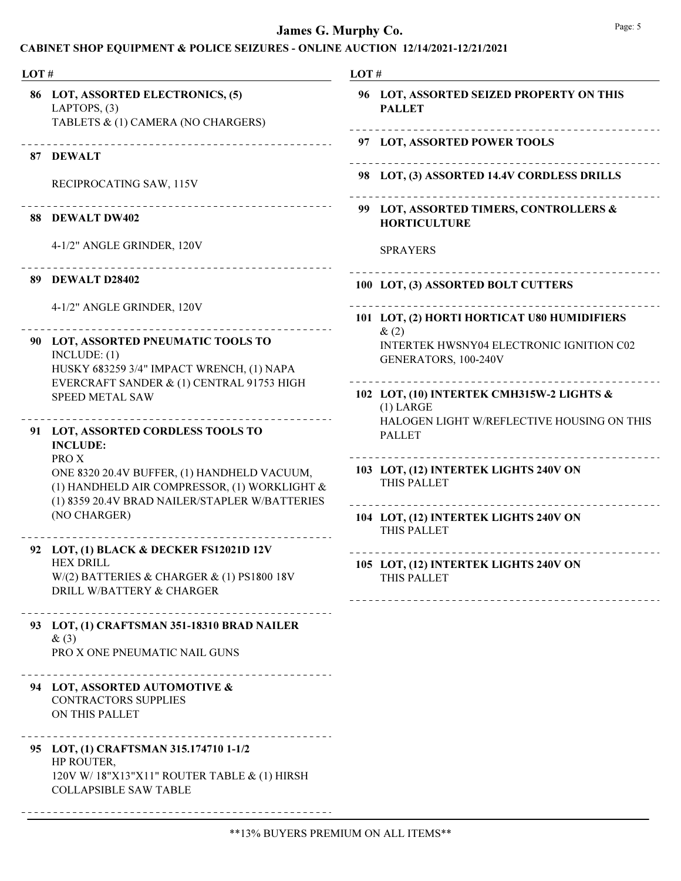# James G. Murphy Co.

## CABINET SHOP EQUIPMENT & POLICE SEIZURES - ONLINE AUCTION 12/14/2021-12/21/2021

| LOT # | |
|---|---|
| 86 | **LOT, ASSORTED ELECTRONICS, (5)** LAPTOPS, (3) TABLETS & (1) CAMERA (NO CHARGERS) |
| 87 | **DEWALT** RECIPROCATING SAW, 115V |
| 88 | **DEWALT DW402** 4-1/2" ANGLE GRINDER, 120V |
| 89 | **DEWALT D28402** 4-1/2" ANGLE GRINDER, 120V |
| 90 | **LOT, ASSORTED PNEUMATIC TOOLS TO** INCLUDE: (1) HUSKY 683259 3/4" IMPACT WRENCH, (1) NAPA EVERCRAFT SANDER & (1) CENTRAL 91753 HIGH SPEED METAL SAW |
| 91 | **LOT, ASSORTED CORDLESS TOOLS TO INCLUDE:** PRO X ONE 8320 20.4V BUFFER, (1) HANDHELD VACUUM, (1) HANDHELD AIR COMPRESSOR, (1) WORKLIGHT & (1) 8359 20.4V BRAD NAILER/STAPLER W/BATTERIES (NO CHARGER) |
| 92 | **LOT, (1) BLACK & DECKER FS12021D 12V** HEX DRILL W/(2) BATTERIES & CHARGER & (1) PS1800 18V DRILL W/BATTERY & CHARGER |
| 93 | **LOT, (1) CRAFTSMAN 351-18310 BRAD NAILER** & (3) PRO X ONE PNEUMATIC NAIL GUNS |
| 94 | **LOT, ASSORTED AUTOMOTIVE &** CONTRACTORS SUPPLIES ON THIS PALLET |
| 95 | **LOT, (1) CRAFTSMAN 315.174710 1-1/2** HP ROUTER, 120V W/ 18"X13"X11" ROUTER TABLE & (1) HIRSH COLLAPSIBLE SAW TABLE |
| 96 | **LOT, ASSORTED SEIZED PROPERTY ON THIS PALLET** |
| 97 | **LOT, ASSORTED POWER TOOLS** |
| 98 | **LOT, (3) ASSORTED 14.4V CORDLESS DRILLS** |
| 99 | **LOT, ASSORTED TIMERS, CONTROLLERS & HORTICULTURE** SPRAYERS |
| 100 | **LOT, (3) ASSORTED BOLT CUTTERS** |
| 101 | **LOT, (2) HORTI HORTICAT U80 HUMIDIFIERS** & (2) INTERTEK HWSNY04 ELECTRONIC IGNITION C02 GENERATORS, 100-240V |
| 102 | **LOT, (10) INTERTEK CMH315W-2 LIGHTS &** (1) LARGE HALOGEN LIGHT W/REFLECTIVE HOUSING ON THIS PALLET |
| 103 | **LOT, (12) INTERTEK LIGHTS 240V ON** THIS PALLET |
| 104 | **LOT, (12) INTERTEK LIGHTS 240V ON** THIS PALLET |
| 105 | **LOT, (12) INTERTEK LIGHTS 240V ON** THIS PALLET |

**13% BUYERS PREMIUM ON ALL ITEMS**